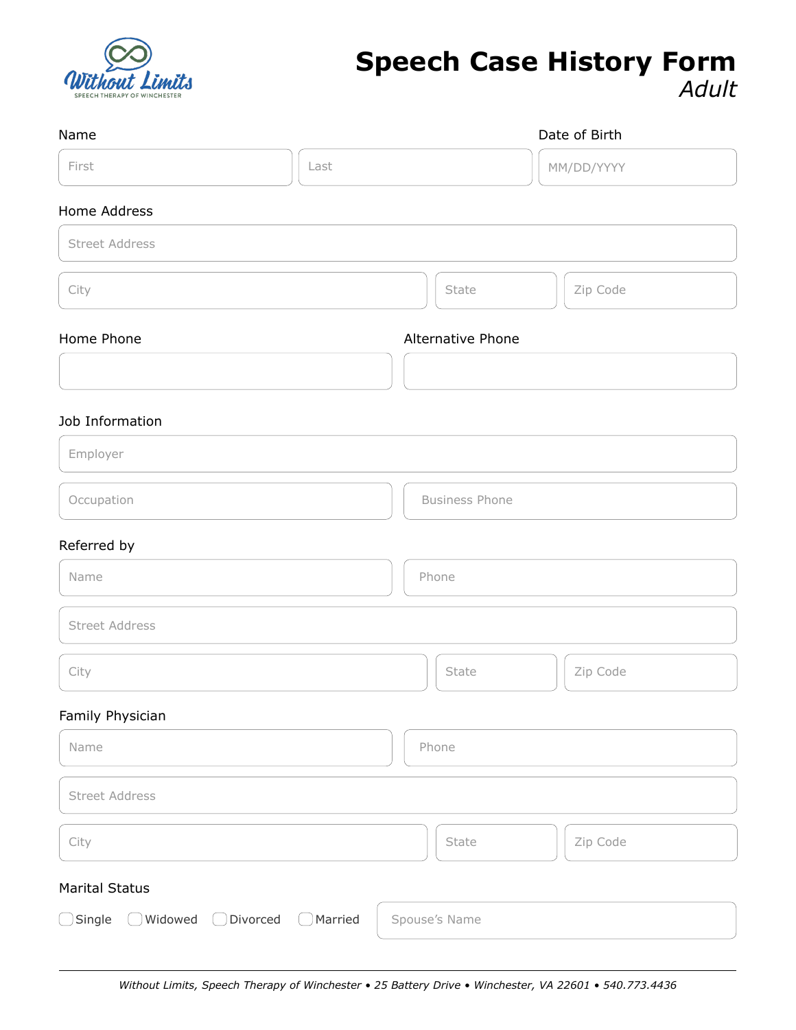Without Limits
SPEECH THERAPY OF WINCHESTER

# Speech Case History Form
*Adult*

**Name**

First | Last

**Date of Birth**

MM/DD/YYYY

**Home Address**

Street Address

City | State | Zip Code

**Home Phone**

**Alternative Phone**

**Job Information**

Employer

Occupation | Business Phone

**Referred by**

Name | Phone

Street Address

City | State | Zip Code

**Family Physician**

Name | Phone

Street Address

City | State | Zip Code

**Marital Status**

☐ Single ☐ Widowed ☐ Divorced ☐ Married

Spouse's Name

*Without Limits, Speech Therapy of Winchester • 25 Battery Drive • Winchester, VA 22601 • 540.773.4436*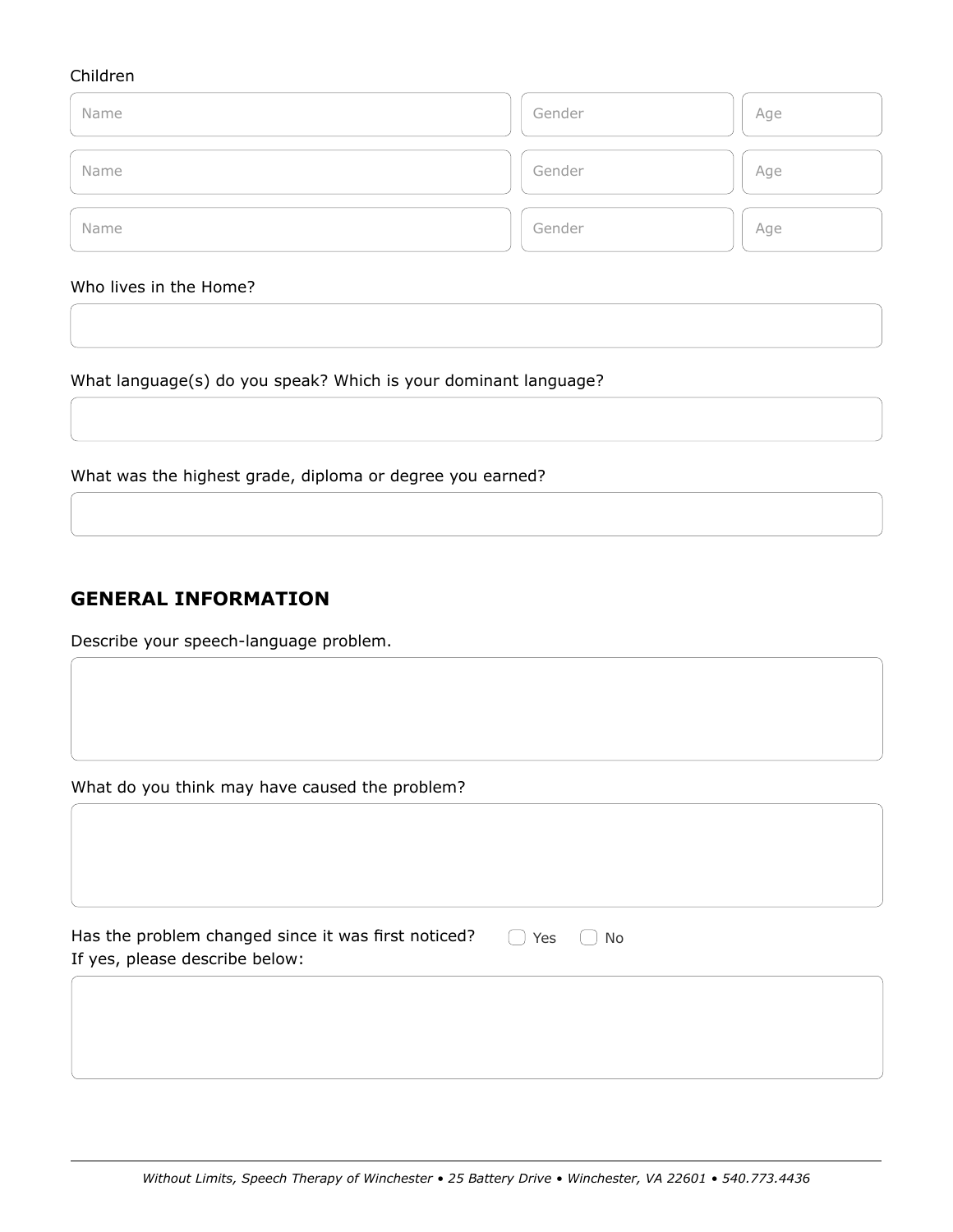Children

| Name | Gender | Age |
| --- | --- | --- |
| | | |
| | | |
| | | |

Who lives in the Home?

What language(s) do you speak? Which is your dominant language?

What was the highest grade, diploma or degree you earned?

## GENERAL INFORMATION

Describe your speech-language problem.

What do you think may have caused the problem?

Has the problem changed since it was first noticed? ☐ Yes ☐ No

If yes, please describe below:

*Without Limits, Speech Therapy of Winchester • 25 Battery Drive • Winchester, VA 22601 • 540.773.4436*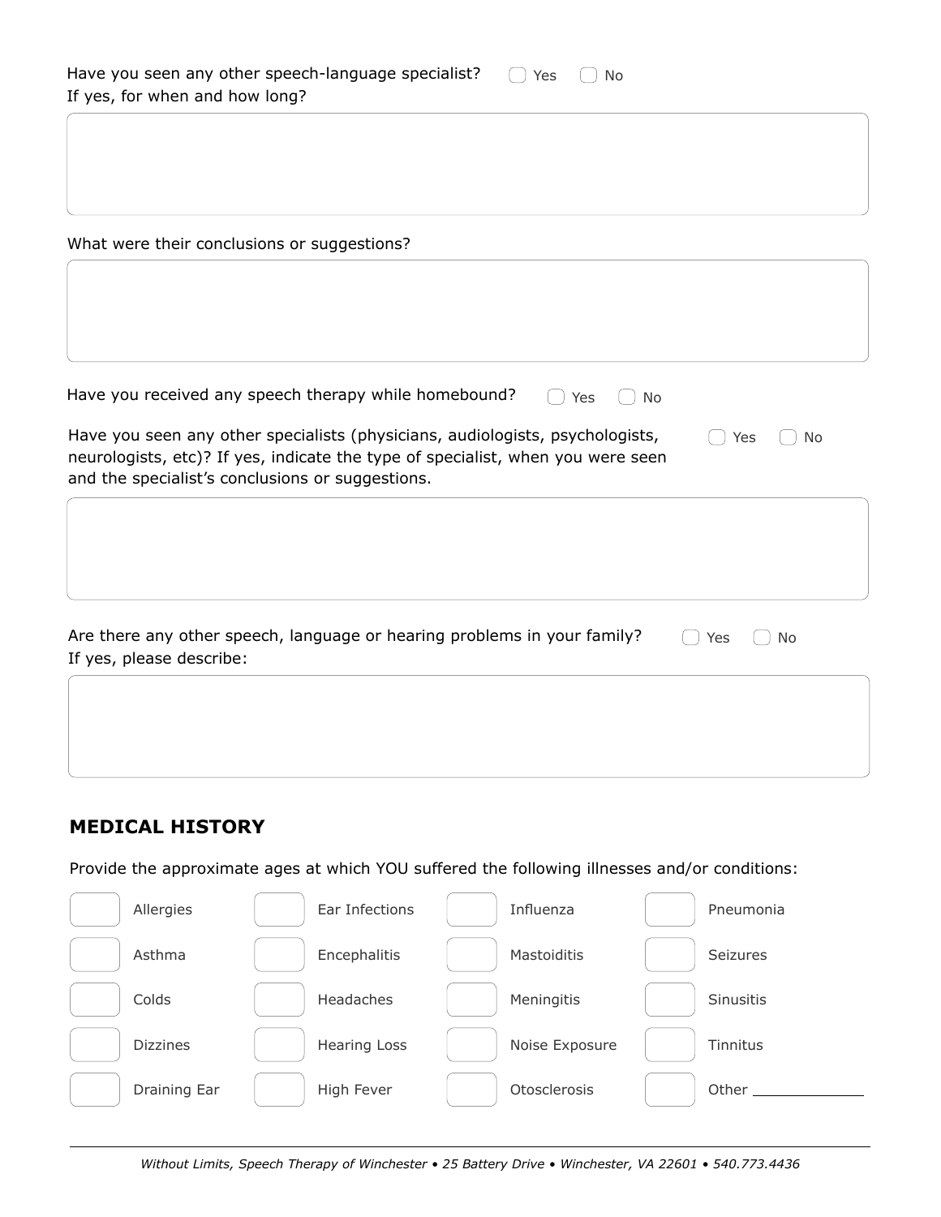Have you seen any other speech-language specialist? ☐ Yes ☐ No
If yes, for when and how long?

What were their conclusions or suggestions?

Have you received any speech therapy while homebound? ☐ Yes ☐ No

Have you seen any other specialists (physicians, audiologists, psychologists, neurologists, etc)? If yes, indicate the type of specialist, when you were seen and the specialist's conclusions or suggestions. ☐ Yes ☐ No

Are there any other speech, language or hearing problems in your family? ☐ Yes ☐ No
If yes, please describe:

## MEDICAL HISTORY

Provide the approximate ages at which YOU suffered the following illnesses and/or conditions:

| Age | Condition | Age | Condition | Age | Condition | Age | Condition |
|---|---|---|---|---|---|---|---|
| | Allergies | | Ear Infections | | Influenza | | Pneumonia |
| | Asthma | | Encephalitis | | Mastoiditis | | Seizures |
| | Colds | | Headaches | | Meningitis | | Sinusitis |
| | Dizzines | | Hearing Loss | | Noise Exposure | | Tinnitus |
| | Draining Ear | | High Fever | | Otosclerosis | | Other ______ |

*Without Limits, Speech Therapy of Winchester • 25 Battery Drive • Winchester, VA 22601 • 540.773.4436*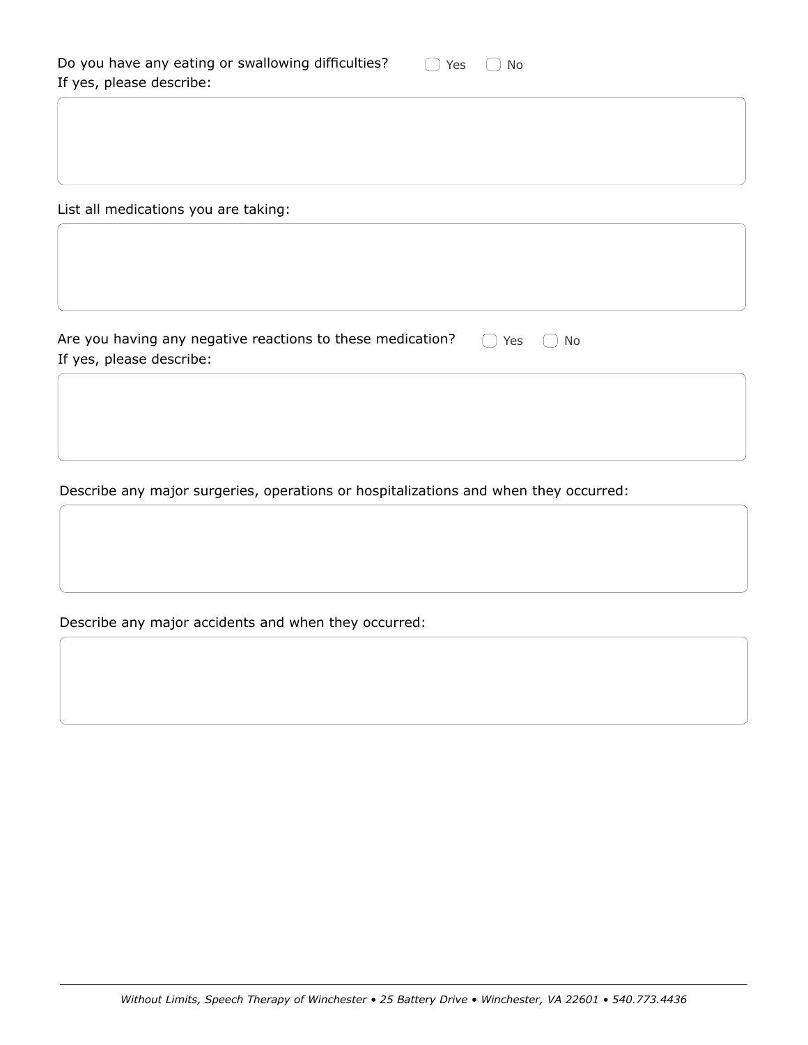Do you have any eating or swallowing difficulties? ☐ Yes ☐ No

If yes, please describe:

List all medications you are taking:

Are you having any negative reactions to these medication? ☐ Yes ☐ No

If yes, please describe:

Describe any major surgeries, operations or hospitalizations and when they occurred:

Describe any major accidents and when they occurred: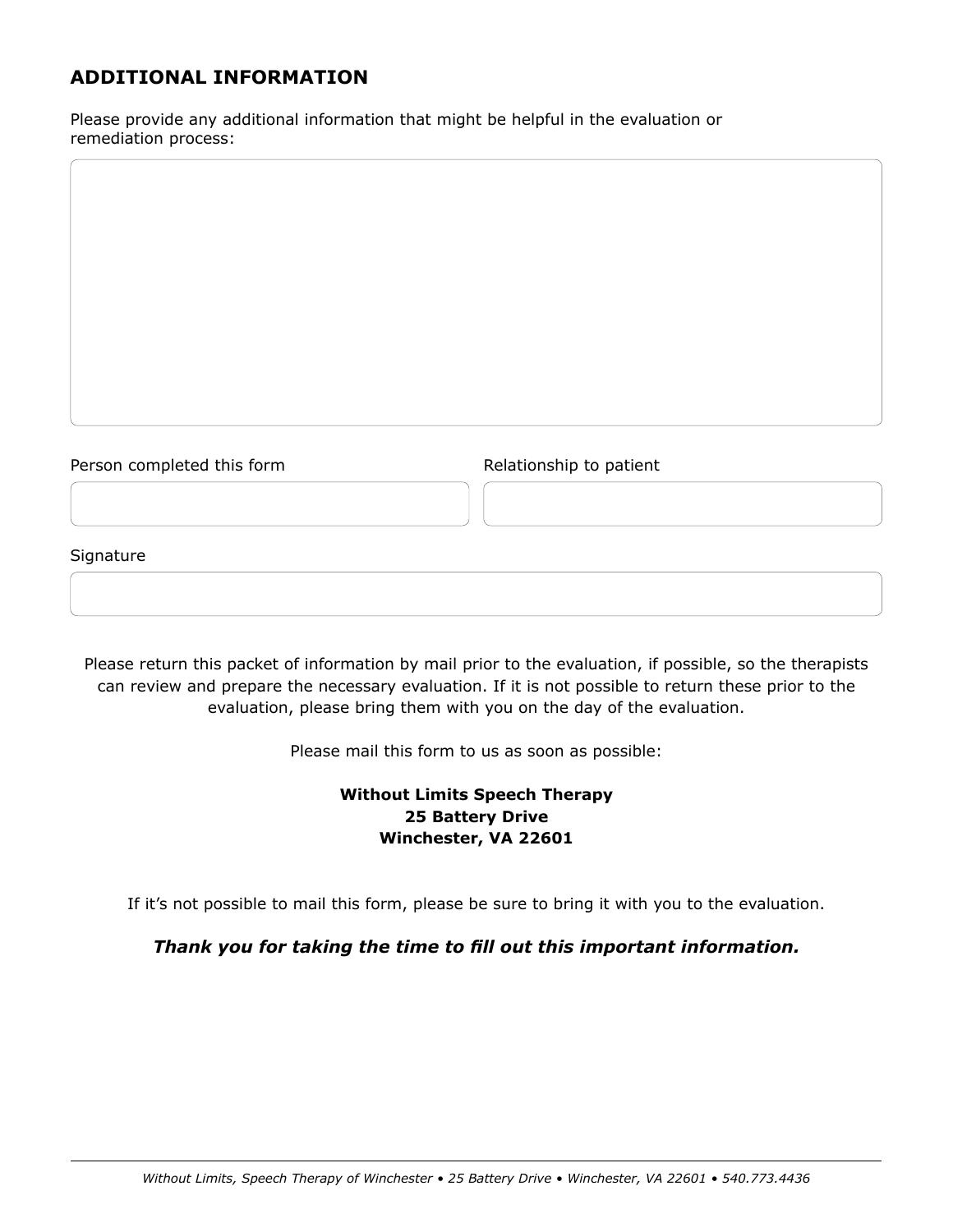## ADDITIONAL INFORMATION

Please provide any additional information that might be helpful in the evaluation or remediation process:

Person completed this form

Relationship to patient

Signature

Please return this packet of information by mail prior to the evaluation, if possible, so the therapists can review and prepare the necessary evaluation. If it is not possible to return these prior to the evaluation, please bring them with you on the day of the evaluation.

Please mail this form to us as soon as possible:

**Without Limits Speech Therapy**
**25 Battery Drive**
**Winchester, VA 22601**

If it's not possible to mail this form, please be sure to bring it with you to the evaluation.

***Thank you for taking the time to fill out this important information.***